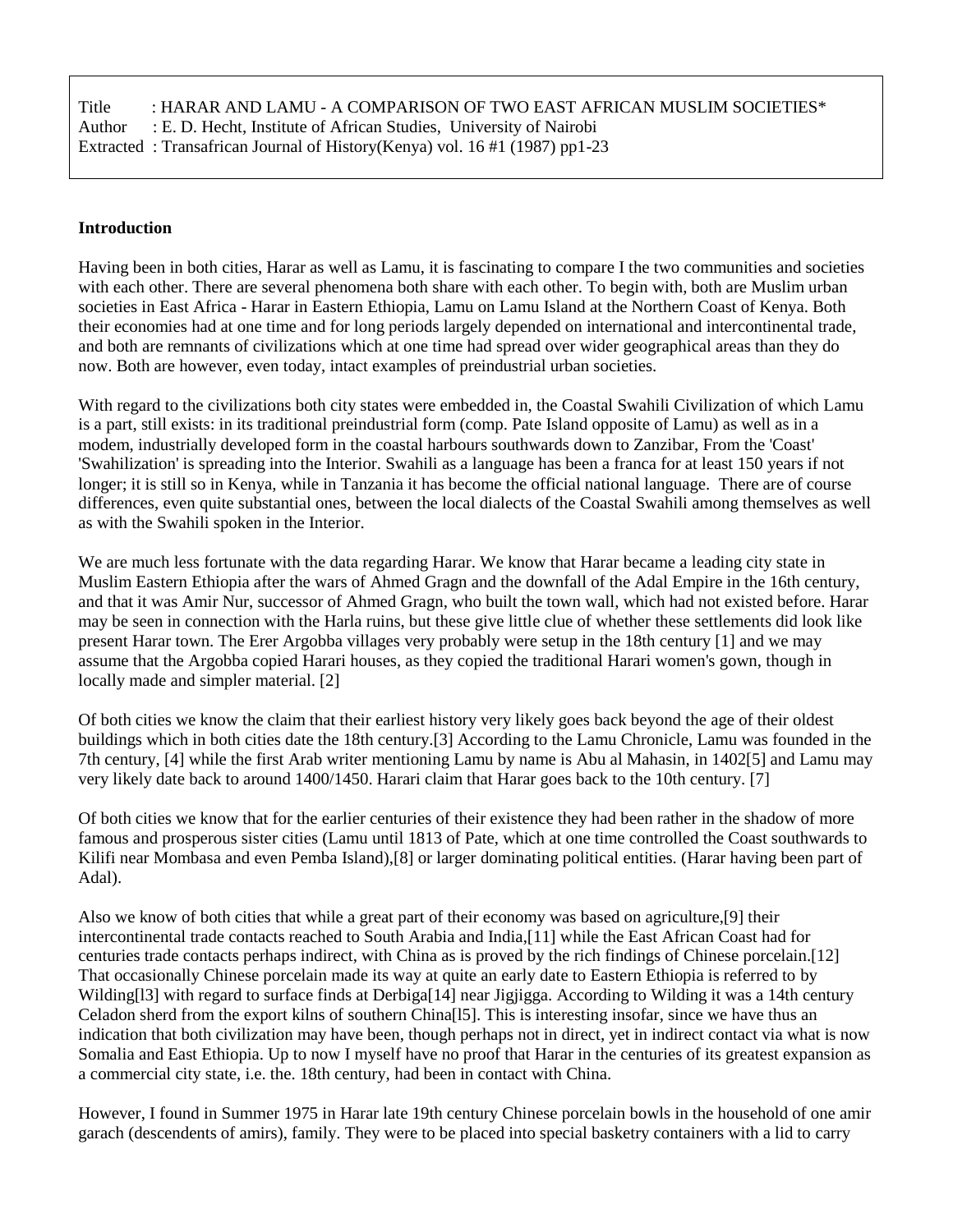Title : HARAR AND LAMU - A COMPARISON OF TWO EAST AFRICAN MUSLIM SOCIETIES*
Author : E. D. Hecht, Institute of African Studies, University of Nairobi
Extracted : Transafrican Journal of History(Kenya) vol. 16 #1 (1987) pp1-23

**Introduction**

Having been in both cities, Harar as well as Lamu, it is fascinating to compare I the two communities and societies with each other. There are several phenomena both share with each other. To begin with, both are Muslim urban societies in East Africa - Harar in Eastern Ethiopia, Lamu on Lamu Island at the Northern Coast of Kenya. Both their economies had at one time and for long periods largely depended on international and intercontinental trade, and both are remnants of civilizations which at one time had spread over wider geographical areas than they do now. Both are however, even today, intact examples of preindustrial urban societies.

With regard to the civilizations both city states were embedded in, the Coastal Swahili Civilization of which Lamu is a part, still exists: in its traditional preindustrial form (comp. Pate Island opposite of Lamu) as well as in a modem, industrially developed form in the coastal harbours southwards down to Zanzibar, From the 'Coast' 'Swahilization' is spreading into the Interior. Swahili as a language has been a franca for at least 150 years if not longer; it is still so in Kenya, while in Tanzania it has become the official national language. There are of course differences, even quite substantial ones, between the local dialects of the Coastal Swahili among themselves as well as with the Swahili spoken in the Interior.

We are much less fortunate with the data regarding Harar. We know that Harar became a leading city state in Muslim Eastern Ethiopia after the wars of Ahmed Gragn and the downfall of the Adal Empire in the 16th century, and that it was Amir Nur, successor of Ahmed Gragn, who built the town wall, which had not existed before. Harar may be seen in connection with the Harla ruins, but these give little clue of whether these settlements did look like present Harar town. The Erer Argobba villages very probably were setup in the 18th century [1] and we may assume that the Argobba copied Harari houses, as they copied the traditional Harari women's gown, though in locally made and simpler material. [2]

Of both cities we know the claim that their earliest history very likely goes back beyond the age of their oldest buildings which in both cities date the 18th century.[3] According to the Lamu Chronicle, Lamu was founded in the 7th century, [4] while the first Arab writer mentioning Lamu by name is Abu al Mahasin, in 1402[5] and Lamu may very likely date back to around 1400/1450. Harari claim that Harar goes back to the 10th century. [7]

Of both cities we know that for the earlier centuries of their existence they had been rather in the shadow of more famous and prosperous sister cities (Lamu until 1813 of Pate, which at one time controlled the Coast southwards to Kilifi near Mombasa and even Pemba Island),[8] or larger dominating political entities. (Harar having been part of Adal).

Also we know of both cities that while a great part of their economy was based on agriculture,[9] their intercontinental trade contacts reached to South Arabia and India,[11] while the East African Coast had for centuries trade contacts perhaps indirect, with China as is proved by the rich findings of Chinese porcelain.[12] That occasionally Chinese porcelain made its way at quite an early date to Eastern Ethiopia is referred to by Wilding[l3] with regard to surface finds at Derbiga[14] near Jigjigga. According to Wilding it was a 14th century Celadon sherd from the export kilns of southern China[l5]. This is interesting insofar, since we have thus an indication that both civilization may have been, though perhaps not in direct, yet in indirect contact via what is now Somalia and East Ethiopia. Up to now I myself have no proof that Harar in the centuries of its greatest expansion as a commercial city state, i.e. the. 18th century, had been in contact with China.

However, I found in Summer 1975 in Harar late 19th century Chinese porcelain bowls in the household of one amir garach (descendents of amirs), family. They were to be placed into special basketry containers with a lid to carry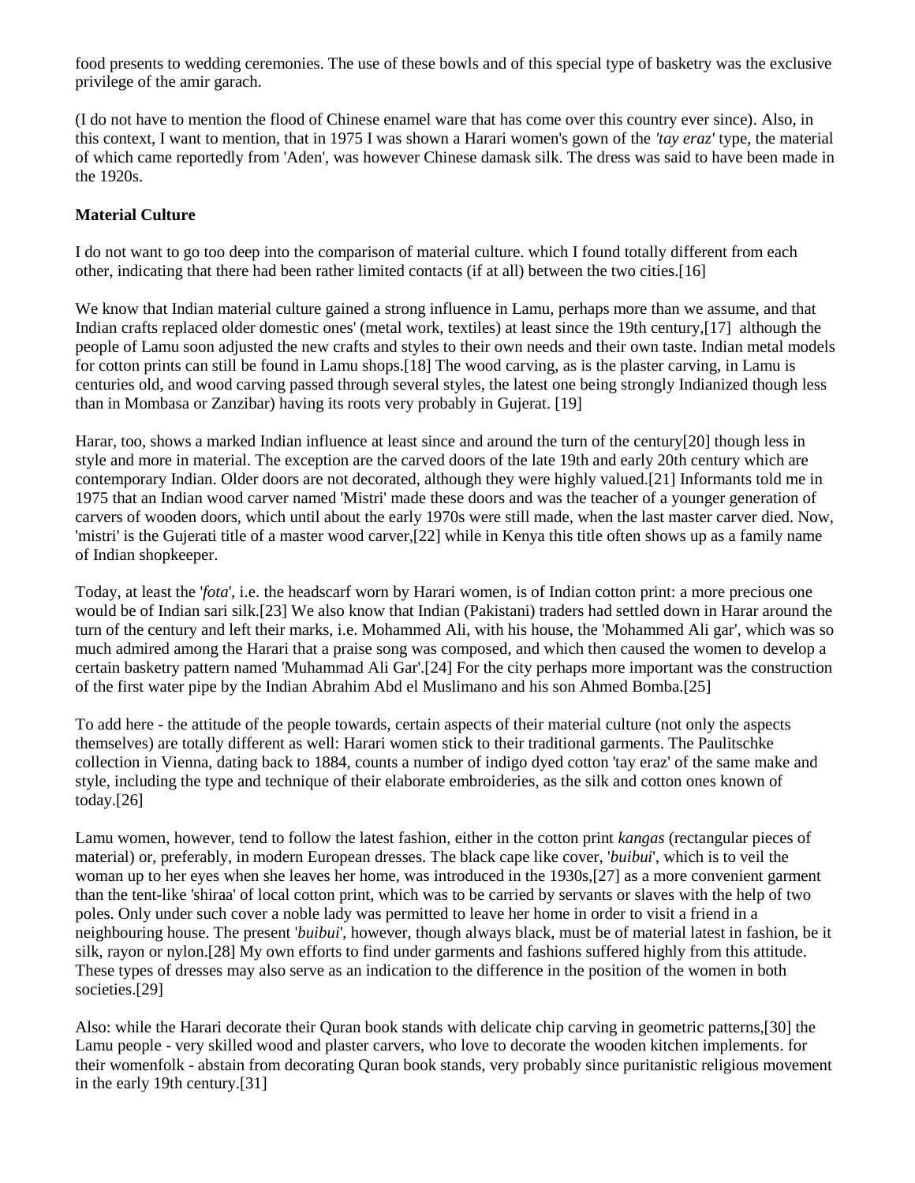food presents to wedding ceremonies. The use of these bowls and of this special type of basketry was the exclusive privilege of the amir garach.

(I do not have to mention the flood of Chinese enamel ware that has come over this country ever since). Also, in this context, I want to mention, that in 1975 I was shown a Harari women's gown of the *'tay eraz'* type, the material of which came reportedly from 'Aden', was however Chinese damask silk. The dress was said to have been made in the 1920s.

**Material Culture**

I do not want to go too deep into the comparison of material culture. which I found totally different from each other, indicating that there had been rather limited contacts (if at all) between the two cities.[16]

We know that Indian material culture gained a strong influence in Lamu, perhaps more than we assume, and that Indian crafts replaced older domestic ones' (metal work, textiles) at least since the 19th century,[17] although the people of Lamu soon adjusted the new crafts and styles to their own needs and their own taste. Indian metal models for cotton prints can still be found in Lamu shops.[18] The wood carving, as is the plaster carving, in Lamu is centuries old, and wood carving passed through several styles, the latest one being strongly Indianized though less than in Mombasa or Zanzibar) having its roots very probably in Gujerat. [19]

Harar, too, shows a marked Indian influence at least since and around the turn of the century[20] though less in style and more in material. The exception are the carved doors of the late 19th and early 20th century which are contemporary Indian. Older doors are not decorated, although they were highly valued.[21] Informants told me in 1975 that an Indian wood carver named 'Mistri' made these doors and was the teacher of a younger generation of carvers of wooden doors, which until about the early 1970s were still made, when the last master carver died. Now, 'mistri' is the Gujerati title of a master wood carver,[22] while in Kenya this title often shows up as a family name of Indian shopkeeper.

Today, at least the '*fota*', i.e. the headscarf worn by Harari women, is of Indian cotton print: a more precious one would be of Indian sari silk.[23] We also know that Indian (Pakistani) traders had settled down in Harar around the turn of the century and left their marks, i.e. Mohammed Ali, with his house, the 'Mohammed Ali gar', which was so much admired among the Harari that a praise song was composed, and which then caused the women to develop a certain basketry pattern named 'Muhammad Ali Gar'.[24] For the city perhaps more important was the construction of the first water pipe by the Indian Abrahim Abd el Muslimano and his son Ahmed Bomba.[25]

To add here - the attitude of the people towards, certain aspects of their material culture (not only the aspects themselves) are totally different as well: Harari women stick to their traditional garments. The Paulitschke collection in Vienna, dating back to 1884, counts a number of indigo dyed cotton 'tay eraz' of the same make and style, including the type and technique of their elaborate embroideries, as the silk and cotton ones known of today.[26]

Lamu women, however, tend to follow the latest fashion, either in the cotton print *kangas* (rectangular pieces of material) or, preferably, in modern European dresses. The black cape like cover, '*buibui*', which is to veil the woman up to her eyes when she leaves her home, was introduced in the 1930s,[27] as a more convenient garment than the tent-like 'shiraa' of local cotton print, which was to be carried by servants or slaves with the help of two poles. Only under such cover a noble lady was permitted to leave her home in order to visit a friend in a neighbouring house. The present '*buibui*', however, though always black, must be of material latest in fashion, be it silk, rayon or nylon.[28] My own efforts to find under garments and fashions suffered highly from this attitude. These types of dresses may also serve as an indication to the difference in the position of the women in both societies.[29]

Also: while the Harari decorate their Quran book stands with delicate chip carving in geometric patterns,[30] the Lamu people - very skilled wood and plaster carvers, who love to decorate the wooden kitchen implements. for their womenfolk - abstain from decorating Quran book stands, very probably since puritanistic religious movement in the early 19th century.[31]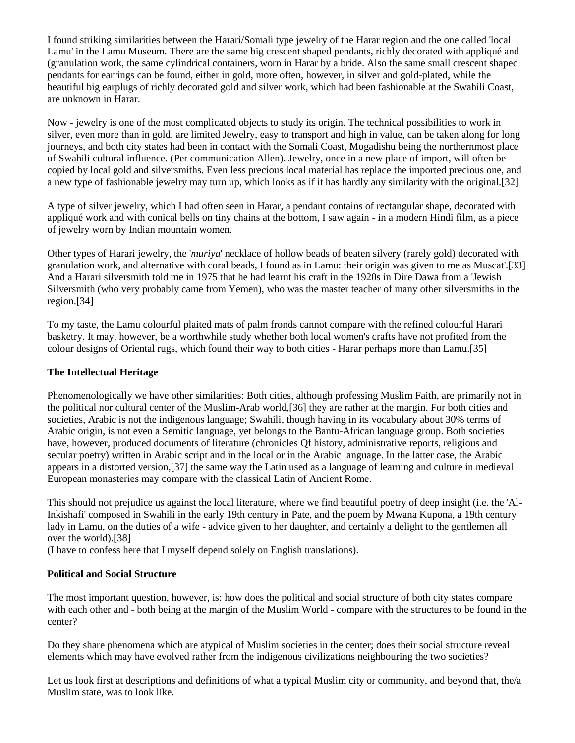I found striking similarities between the Harari/Somali type jewelry of the Harar region and the one called 'local Lamu' in the Lamu Museum. There are the same big crescent shaped pendants, richly decorated with appliqué and (granulation work, the same cylindrical containers, worn in Harar by a bride. Also the same small crescent shaped pendants for earrings can be found, either in gold, more often, however, in silver and gold-plated, while the beautiful big earplugs of richly decorated gold and silver work, which had been fashionable at the Swahili Coast, are unknown in Harar.

Now - jewelry is one of the most complicated objects to study its origin. The technical possibilities to work in silver, even more than in gold, are limited Jewelry, easy to transport and high in value, can be taken along for long journeys, and both city states had been in contact with the Somali Coast, Mogadishu being the northernmost place of Swahili cultural influence. (Per communication Allen). Jewelry, once in a new place of import, will often be copied by local gold and silversmiths. Even less precious local material has replace the imported precious one, and a new type of fashionable jewelry may turn up, which looks as if it has hardly any similarity with the original.[32]

A type of silver jewelry, which I had often seen in Harar, a pendant contains of rectangular shape, decorated with appliqué work and with conical bells on tiny chains at the bottom, I saw again - in a modern Hindi film, as a piece of jewelry worn by Indian mountain women.

Other types of Harari jewelry, the '*muriya*' necklace of hollow beads of beaten silvery (rarely gold) decorated with granulation work, and alternative with coral beads, I found as in Lamu: their origin was given to me as Muscat'.[33] And a Harari silversmith told me in 1975 that he had learnt his craft in the 1920s in Dire Dawa from a 'Jewish Silversmith (who very probably came from Yemen), who was the master teacher of many other silversmiths in the region.[34]

To my taste, the Lamu colourful plaited mats of palm fronds cannot compare with the refined colourful Harari basketry. It may, however, be a worthwhile study whether both local women's crafts have not profited from the colour designs of Oriental rugs, which found their way to both cities - Harar perhaps more than Lamu.[35]

**The Intellectual Heritage**

Phenomenologically we have other similarities: Both cities, although professing Muslim Faith, are primarily not in the political nor cultural center of the Muslim-Arab world,[36] they are rather at the margin. For both cities and societies, Arabic is not the indigenous language; Swahili, though having in its vocabulary about 30% terms of Arabic origin, is not even a Semitic language, yet belongs to the Bantu-African language group. Both societies have, however, produced documents of literature (chronicles Qf history, administrative reports, religious and secular poetry) written in Arabic script and in the local or in the Arabic language. In the latter case, the Arabic appears in a distorted version,[37] the same way the Latin used as a language of learning and culture in medieval European monasteries may compare with the classical Latin of Ancient Rome.

This should not prejudice us against the local literature, where we find beautiful poetry of deep insight (i.e. the 'Al-Inkishafi' composed in Swahili in the early 19th century in Pate, and the poem by Mwana Kupona, a 19th century lady in Lamu, on the duties of a wife - advice given to her daughter, and certainly a delight to the gentlemen all over the world).[38]
(I have to confess here that I myself depend solely on English translations).

**Political and Social Structure**

The most important question, however, is: how does the political and social structure of both city states compare with each other and - both being at the margin of the Muslim World - compare with the structures to be found in the center?

Do they share phenomena which are atypical of Muslim societies in the center; does their social structure reveal elements which may have evolved rather from the indigenous civilizations neighbouring the two societies?

Let us look first at descriptions and definitions of what a typical Muslim city or community, and beyond that, the/a Muslim state, was to look like.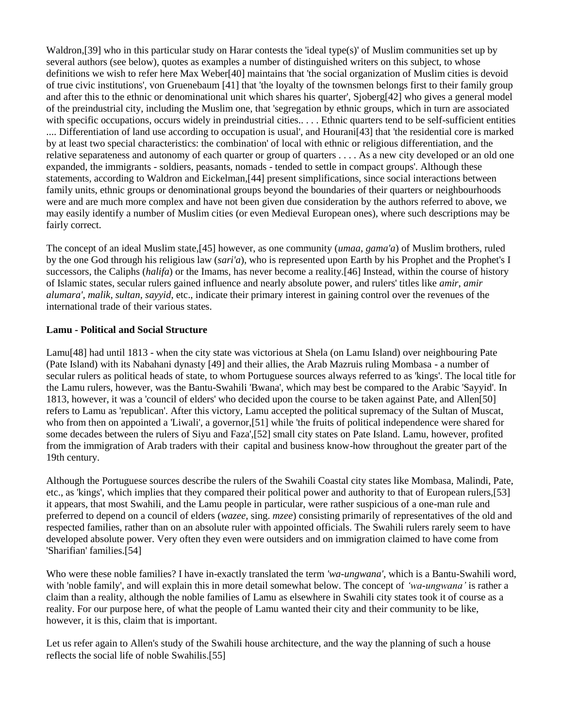Waldron,[39] who in this particular study on Harar contests the 'ideal type(s)' of Muslim communities set up by several authors (see below), quotes as examples a number of distinguished writers on this subject, to whose definitions we wish to refer here Max Weber[40] maintains that 'the social organization of Muslim cities is devoid of true civic institutions', von Gruenebaum [41] that 'the loyalty of the townsmen belongs first to their family group and after this to the ethnic or denominational unit which shares his quarter', Sjoberg[42] who gives a general model of the preindustrial city, including the Muslim one, that 'segregation by ethnic groups, which in turn are associated with specific occupations, occurs widely in preindustrial cities.. . . . Ethnic quarters tend to be self-sufficient entities .... Differentiation of land use according to occupation is usual', and Hourani[43] that 'the residential core is marked by at least two special characteristics: the combination' of local with ethnic or religious differentiation, and the relative separateness and autonomy of each quarter or group of quarters . . . . As a new city developed or an old one expanded, the immigrants - soldiers, peasants, nomads - tended to settle in compact groups'. Although these statements, according to Waldron and Eickelman,[44] present simplifications, since social interactions between family units, ethnic groups or denominational groups beyond the boundaries of their quarters or neighbourhoods were and are much more complex and have not been given due consideration by the authors referred to above, we may easily identify a number of Muslim cities (or even Medieval European ones), where such descriptions may be fairly correct.

The concept of an ideal Muslim state,[45] however, as one community (*umaa*, *gama'a*) of Muslim brothers, ruled by the one God through his religious law (*sari'a*), who is represented upon Earth by his Prophet and the Prophet's I successors, the Caliphs (*halifa*) or the Imams, has never become a reality.[46] Instead, within the course of history of Islamic states, secular rulers gained influence and nearly absolute power, and rulers' titles like *amir*, *amir alumara'*, *malik*, *sultan*, *sayyid*, etc., indicate their primary interest in gaining control over the revenues of the international trade of their various states.

**Lamu - Political and Social Structure**

Lamu[48] had until 1813 - when the city state was victorious at Shela (on Lamu Island) over neighbouring Pate (Pate Island) with its Nabahani dynasty [49] and their allies, the Arab Mazruis ruling Mombasa - a number of secular rulers as political heads of state, to whom Portuguese sources always referred to as 'kings'. The local title for the Lamu rulers, however, was the Bantu-Swahili 'Bwana', which may best be compared to the Arabic 'Sayyid'. In 1813, however, it was a 'council of elders' who decided upon the course to be taken against Pate, and Allen[50] refers to Lamu as 'republican'. After this victory, Lamu accepted the political supremacy of the Sultan of Muscat, who from then on appointed a 'Liwali', a governor,[51] while 'the fruits of political independence were shared for some decades between the rulers of Siyu and Faza',[52] small city states on Pate Island. Lamu, however, profited from the immigration of Arab traders with their capital and business know-how throughout the greater part of the 19th century.

Although the Portuguese sources describe the rulers of the Swahili Coastal city states like Mombasa, Malindi, Pate, etc., as 'kings', which implies that they compared their political power and authority to that of European rulers,[53] it appears, that most Swahili, and the Lamu people in particular, were rather suspicious of a one-man rule and preferred to depend on a council of elders (*wazee*, sing. *mzee*) consisting primarily of representatives of the old and respected families, rather than on an absolute ruler with appointed officials. The Swahili rulers rarely seem to have developed absolute power. Very often they even were outsiders and on immigration claimed to have come from 'Sharifian' families.[54]

Who were these noble families? I have in-exactly translated the term *'wa-ungwana'*, which is a Bantu-Swahili word, with 'noble family', and will explain this in more detail somewhat below. The concept of *'wa-ungwana'* is rather a claim than a reality, although the noble families of Lamu as elsewhere in Swahili city states took it of course as a reality. For our purpose here, of what the people of Lamu wanted their city and their community to be like, however, it is this, claim that is important.

Let us refer again to Allen's study of the Swahili house architecture, and the way the planning of such a house reflects the social life of noble Swahilis.[55]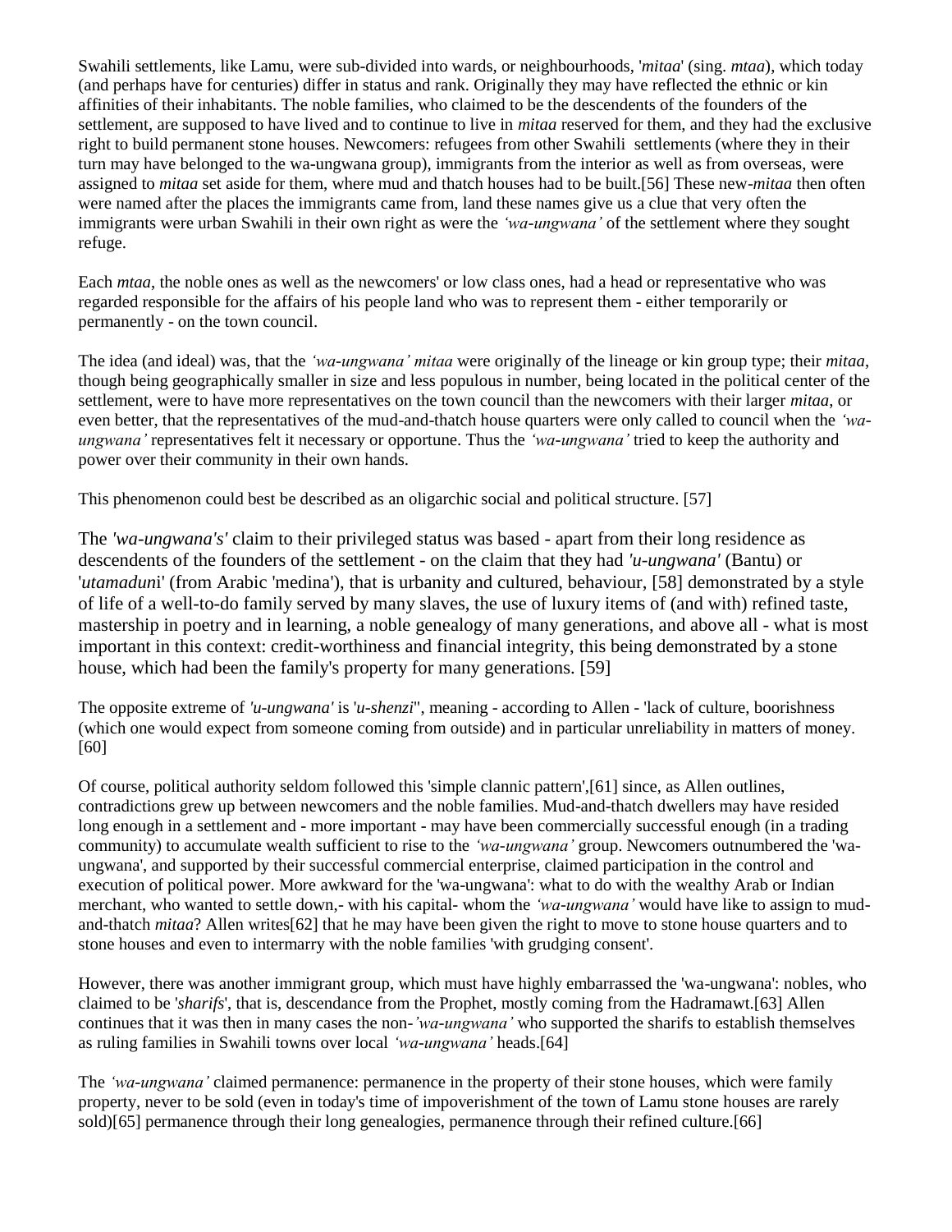Swahili settlements, like Lamu, were sub-divided into wards, or neighbourhoods, '*mitaa*' (sing. *mtaa*), which today (and perhaps have for centuries) differ in status and rank. Originally they may have reflected the ethnic or kin affinities of their inhabitants. The noble families, who claimed to be the descendents of the founders of the settlement, are supposed to have lived and to continue to live in *mitaa* reserved for them, and they had the exclusive right to build permanent stone houses. Newcomers: refugees from other Swahili settlements (where they in their turn may have belonged to the wa-ungwana group), immigrants from the interior as well as from overseas, were assigned to *mitaa* set aside for them, where mud and thatch houses had to be built.[56] These new-*mitaa* then often were named after the places the immigrants came from, land these names give us a clue that very often the immigrants were urban Swahili in their own right as were the *'wa-ungwana'* of the settlement where they sought refuge.

Each *mtaa*, the noble ones as well as the newcomers' or low class ones, had a head or representative who was regarded responsible for the affairs of his people land who was to represent them - either temporarily or permanently - on the town council.

The idea (and ideal) was, that the *'wa-ungwana' mitaa* were originally of the lineage or kin group type; their *mitaa*, though being geographically smaller in size and less populous in number, being located in the political center of the settlement, were to have more representatives on the town council than the newcomers with their larger *mitaa*, or even better, that the representatives of the mud-and-thatch house quarters were only called to council when the *'wa-ungwana'* representatives felt it necessary or opportune. Thus the *'wa-ungwana'* tried to keep the authority and power over their community in their own hands.

This phenomenon could best be described as an oligarchic social and political structure. [57]

The *'wa-ungwana's'* claim to their privileged status was based - apart from their long residence as descendents of the founders of the settlement - on the claim that they had *'u-ungwana'* (Bantu) or '*utamaduni*' (from Arabic 'medina'), that is urbanity and cultured, behaviour, [58] demonstrated by a style of life of a well-to-do family served by many slaves, the use of luxury items of (and with) refined taste, mastership in poetry and in learning, a noble genealogy of many generations, and above all - what is most important in this context: credit-worthiness and financial integrity, this being demonstrated by a stone house, which had been the family's property for many generations. [59]

The opposite extreme of *'u-ungwana'* is '*u-shenzi*'', meaning - according to Allen - 'lack of culture, boorishness (which one would expect from someone coming from outside) and in particular unreliability in matters of money. [60]

Of course, political authority seldom followed this 'simple clannic pattern',[61] since, as Allen outlines, contradictions grew up between newcomers and the noble families. Mud-and-thatch dwellers may have resided long enough in a settlement and - more important - may have been commercially successful enough (in a trading community) to accumulate wealth sufficient to rise to the *'wa-ungwana'* group. Newcomers outnumbered the 'wa-ungwana', and supported by their successful commercial enterprise, claimed participation in the control and execution of political power. More awkward for the 'wa-ungwana': what to do with the wealthy Arab or Indian merchant, who wanted to settle down,- with his capital- whom the *'wa-ungwana'* would have like to assign to mud-and-thatch *mitaa*? Allen writes[62] that he may have been given the right to move to stone house quarters and to stone houses and even to intermarry with the noble families 'with grudging consent'.

However, there was another immigrant group, which must have highly embarrassed the 'wa-ungwana': nobles, who claimed to be '*sharifs*', that is, descendance from the Prophet, mostly coming from the Hadramawt.[63] Allen continues that it was then in many cases the non-*'wa-ungwana'* who supported the sharifs to establish themselves as ruling families in Swahili towns over local *'wa-ungwana'* heads.[64]

The *'wa-ungwana'* claimed permanence: permanence in the property of their stone houses, which were family property, never to be sold (even in today's time of impoverishment of the town of Lamu stone houses are rarely sold)[65] permanence through their long genealogies, permanence through their refined culture.[66]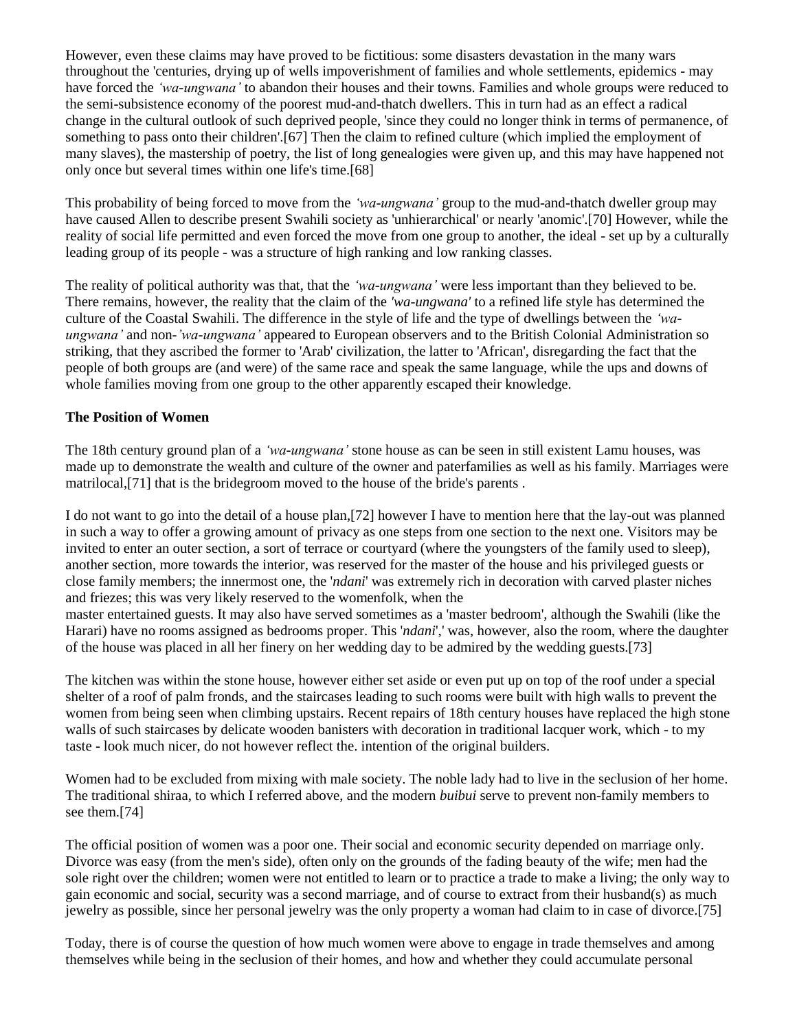However, even these claims may have proved to be fictitious: some disasters devastation in the many wars throughout the 'centuries, drying up of wells impoverishment of families and whole settlements, epidemics - may have forced the *'wa-ungwana'* to abandon their houses and their towns. Families and whole groups were reduced to the semi-subsistence economy of the poorest mud-and-thatch dwellers. This in turn had as an effect a radical change in the cultural outlook of such deprived people, 'since they could no longer think in terms of permanence, of something to pass onto their children'.[67] Then the claim to refined culture (which implied the employment of many slaves), the mastership of poetry, the list of long genealogies were given up, and this may have happened not only once but several times within one life's time.[68]

This probability of being forced to move from the *'wa-ungwana'* group to the mud-and-thatch dweller group may have caused Allen to describe present Swahili society as 'unhierarchical' or nearly 'anomic'.[70] However, while the reality of social life permitted and even forced the move from one group to another, the ideal - set up by a culturally leading group of its people - was a structure of high ranking and low ranking classes.

The reality of political authority was that, that the *'wa-ungwana'* were less important than they believed to be. There remains, however, the reality that the claim of the *'wa-ungwana'* to a refined life style has determined the culture of the Coastal Swahili. The difference in the style of life and the type of dwellings between the *'wa-ungwana'* and non-*'wa-ungwana'* appeared to European observers and to the British Colonial Administration so striking, that they ascribed the former to 'Arab' civilization, the latter to 'African', disregarding the fact that the people of both groups are (and were) of the same race and speak the same language, while the ups and downs of whole families moving from one group to the other apparently escaped their knowledge.

**The Position of Women**

The 18th century ground plan of a *'wa-ungwana'* stone house as can be seen in still existent Lamu houses, was made up to demonstrate the wealth and culture of the owner and paterfamilies as well as his family. Marriages were matrilocal,[71] that is the bridegroom moved to the house of the bride's parents .

I do not want to go into the detail of a house plan,[72] however I have to mention here that the lay-out was planned in such a way to offer a growing amount of privacy as one steps from one section to the next one. Visitors may be invited to enter an outer section, a sort of terrace or courtyard (where the youngsters of the family used to sleep), another section, more towards the interior, was reserved for the master of the house and his privileged guests or close family members; the innermost one, the '*ndani*' was extremely rich in decoration with carved plaster niches and friezes; this was very likely reserved to the womenfolk, when the master entertained guests. It may also have served sometimes as a 'master bedroom', although the Swahili (like the Harari) have no rooms assigned as bedrooms proper. This '*ndani*',' was, however, also the room, where the daughter of the house was placed in all her finery on her wedding day to be admired by the wedding guests.[73]

The kitchen was within the stone house, however either set aside or even put up on top of the roof under a special shelter of a roof of palm fronds, and the staircases leading to such rooms were built with high walls to prevent the women from being seen when climbing upstairs. Recent repairs of 18th century houses have replaced the high stone walls of such staircases by delicate wooden banisters with decoration in traditional lacquer work, which - to my taste - look much nicer, do not however reflect the. intention of the original builders.

Women had to be excluded from mixing with male society. The noble lady had to live in the seclusion of her home. The traditional shiraa, to which I referred above, and the modern *buibui* serve to prevent non-family members to see them.[74]

The official position of women was a poor one. Their social and economic security depended on marriage only. Divorce was easy (from the men's side), often only on the grounds of the fading beauty of the wife; men had the sole right over the children; women were not entitled to learn or to practice a trade to make a living; the only way to gain economic and social, security was a second marriage, and of course to extract from their husband(s) as much jewelry as possible, since her personal jewelry was the only property a woman had claim to in case of divorce.[75]

Today, there is of course the question of how much women were above to engage in trade themselves and among themselves while being in the seclusion of their homes, and how and whether they could accumulate personal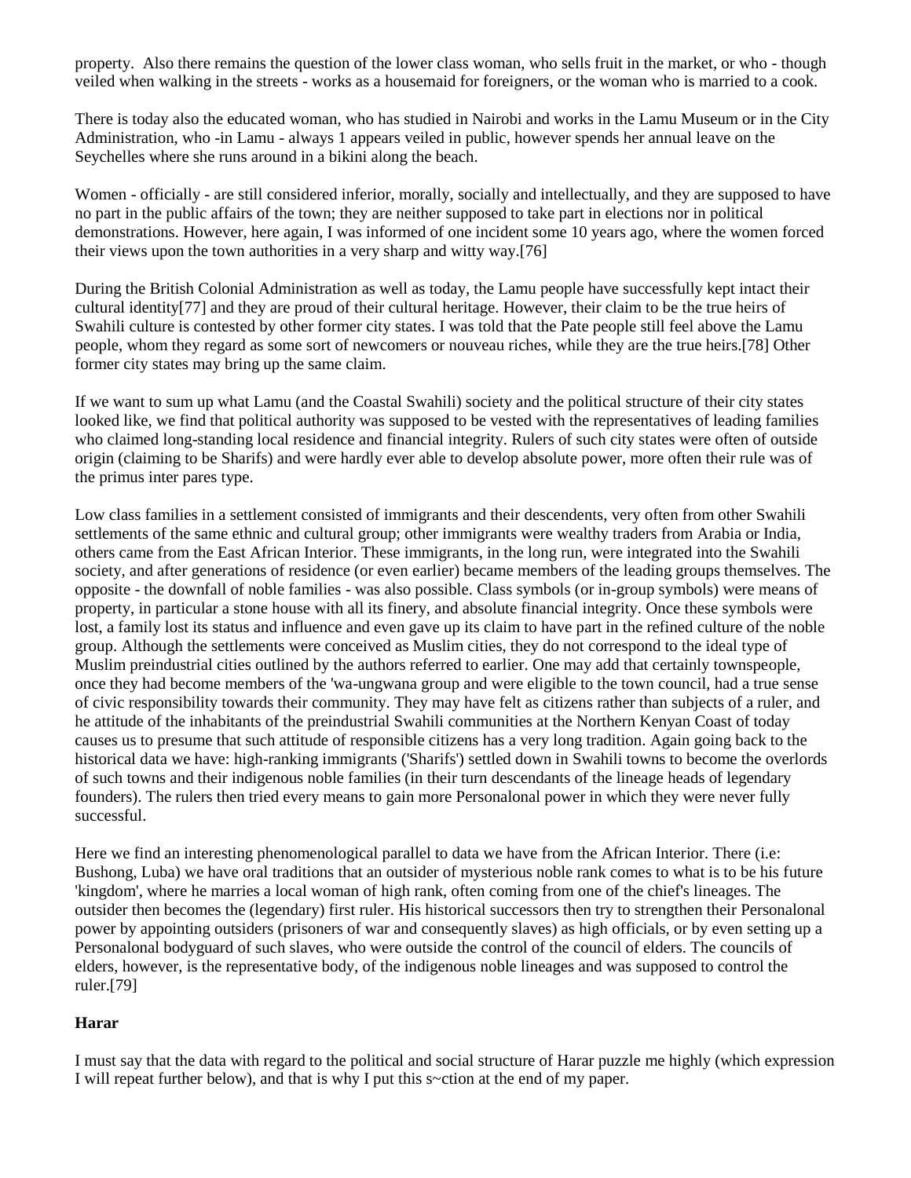property. Also there remains the question of the lower class woman, who sells fruit in the market, or who - though veiled when walking in the streets - works as a housemaid for foreigners, or the woman who is married to a cook.

There is today also the educated woman, who has studied in Nairobi and works in the Lamu Museum or in the City Administration, who -in Lamu - always 1 appears veiled in public, however spends her annual leave on the Seychelles where she runs around in a bikini along the beach.

Women - officially - are still considered inferior, morally, socially and intellectually, and they are supposed to have no part in the public affairs of the town; they are neither supposed to take part in elections nor in political demonstrations. However, here again, I was informed of one incident some 10 years ago, where the women forced their views upon the town authorities in a very sharp and witty way.[76]

During the British Colonial Administration as well as today, the Lamu people have successfully kept intact their cultural identity[77] and they are proud of their cultural heritage. However, their claim to be the true heirs of Swahili culture is contested by other former city states. I was told that the Pate people still feel above the Lamu people, whom they regard as some sort of newcomers or nouveau riches, while they are the true heirs.[78] Other former city states may bring up the same claim.

If we want to sum up what Lamu (and the Coastal Swahili) society and the political structure of their city states looked like, we find that political authority was supposed to be vested with the representatives of leading families who claimed long-standing local residence and financial integrity. Rulers of such city states were often of outside origin (claiming to be Sharifs) and were hardly ever able to develop absolute power, more often their rule was of the primus inter pares type.

Low class families in a settlement consisted of immigrants and their descendents, very often from other Swahili settlements of the same ethnic and cultural group; other immigrants were wealthy traders from Arabia or India, others came from the East African Interior. These immigrants, in the long run, were integrated into the Swahili society, and after generations of residence (or even earlier) became members of the leading groups themselves. The opposite - the downfall of noble families - was also possible. Class symbols (or in-group symbols) were means of property, in particular a stone house with all its finery, and absolute financial integrity. Once these symbols were lost, a family lost its status and influence and even gave up its claim to have part in the refined culture of the noble group. Although the settlements were conceived as Muslim cities, they do not correspond to the ideal type of Muslim preindustrial cities outlined by the authors referred to earlier. One may add that certainly townspeople, once they had become members of the 'wa-ungwana group and were eligible to the town council, had a true sense of civic responsibility towards their community. They may have felt as citizens rather than subjects of a ruler, and he attitude of the inhabitants of the preindustrial Swahili communities at the Northern Kenyan Coast of today causes us to presume that such attitude of responsible citizens has a very long tradition. Again going back to the historical data we have: high-ranking immigrants ('Sharifs') settled down in Swahili towns to become the overlords of such towns and their indigenous noble families (in their turn descendants of the lineage heads of legendary founders). The rulers then tried every means to gain more Personalonal power in which they were never fully successful.

Here we find an interesting phenomenological parallel to data we have from the African Interior. There (i.e: Bushong, Luba) we have oral traditions that an outsider of mysterious noble rank comes to what is to be his future 'kingdom', where he marries a local woman of high rank, often coming from one of the chief's lineages. The outsider then becomes the (legendary) first ruler. His historical successors then try to strengthen their Personalonal power by appointing outsiders (prisoners of war and consequently slaves) as high officials, or by even setting up a Personalonal bodyguard of such slaves, who were outside the control of the council of elders. The councils of elders, however, is the representative body, of the indigenous noble lineages and was supposed to control the ruler.[79]

### Harar

I must say that the data with regard to the political and social structure of Harar puzzle me highly (which expression I will repeat further below), and that is why I put this s~ction at the end of my paper.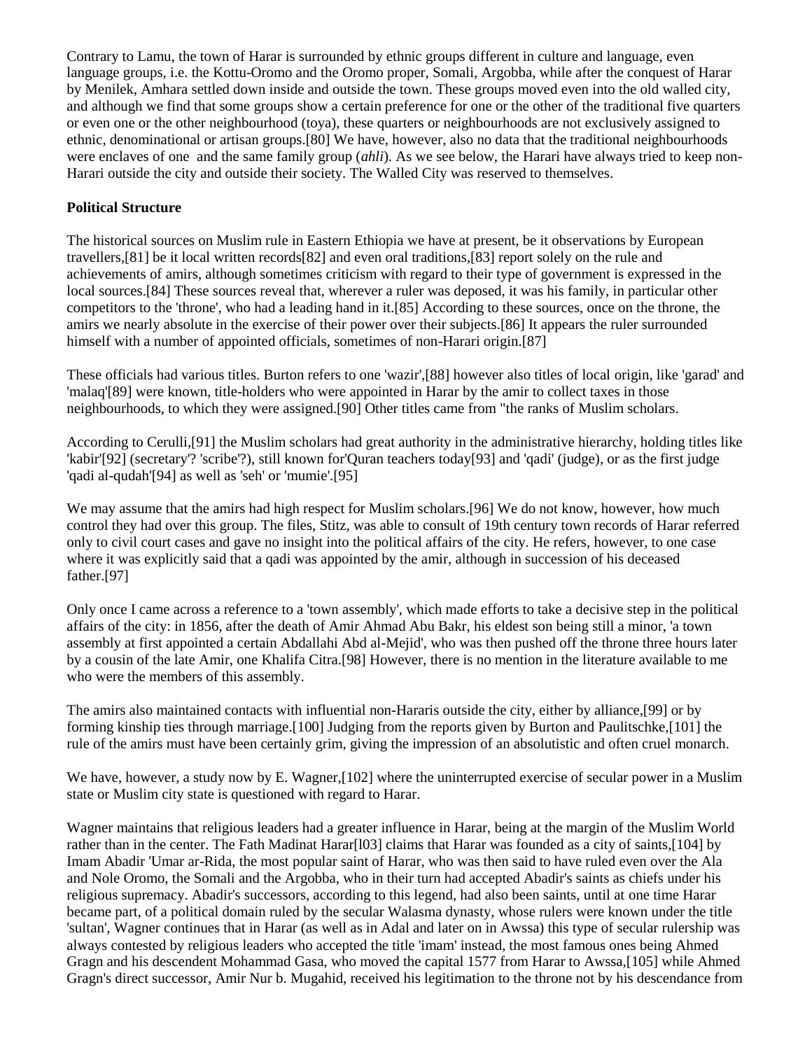Contrary to Lamu, the town of Harar is surrounded by ethnic groups different in culture and language, even language groups, i.e. the Kottu-Oromo and the Oromo proper, Somali, Argobba, while after the conquest of Harar by Menilek, Amhara settled down inside and outside the town. These groups moved even into the old walled city, and although we find that some groups show a certain preference for one or the other of the traditional five quarters or even one or the other neighbourhood (toya), these quarters or neighbourhoods are not exclusively assigned to ethnic, denominational or artisan groups.[80] We have, however, also no data that the traditional neighbourhoods were enclaves of one and the same family group (*ahli*). As we see below, the Harari have always tried to keep non-Harari outside the city and outside their society. The Walled City was reserved to themselves.

**Political Structure**

The historical sources on Muslim rule in Eastern Ethiopia we have at present, be it observations by European travellers,[81] be it local written records[82] and even oral traditions,[83] report solely on the rule and achievements of amirs, although sometimes criticism with regard to their type of government is expressed in the local sources.[84] These sources reveal that, wherever a ruler was deposed, it was his family, in particular other competitors to the 'throne', who had a leading hand in it.[85] According to these sources, once on the throne, the amirs we nearly absolute in the exercise of their power over their subjects.[86] It appears the ruler surrounded himself with a number of appointed officials, sometimes of non-Harari origin.[87]

These officials had various titles. Burton refers to one 'wazir',[88] however also titles of local origin, like 'garad' and 'malaq'[89] were known, title-holders who were appointed in Harar by the amir to collect taxes in those neighbourhoods, to which they were assigned.[90] Other titles came from "the ranks of Muslim scholars.

According to Cerulli,[91] the Muslim scholars had great authority in the administrative hierarchy, holding titles like 'kabir'[92] (secretary'? 'scribe'?), still known for'Quran teachers today[93] and 'qadi' (judge), or as the first judge 'qadi al-qudah'[94] as well as 'seh' or 'mumie'.[95]

We may assume that the amirs had high respect for Muslim scholars.[96] We do not know, however, how much control they had over this group. The files, Stitz, was able to consult of 19th century town records of Harar referred only to civil court cases and gave no insight into the political affairs of the city. He refers, however, to one case where it was explicitly said that a qadi was appointed by the amir, although in succession of his deceased father.[97]

Only once I came across a reference to a 'town assembly', which made efforts to take a decisive step in the political affairs of the city: in 1856, after the death of Amir Ahmad Abu Bakr, his eldest son being still a minor, 'a town assembly at first appointed a certain Abdallahi Abd al-Mejid', who was then pushed off the throne three hours later by a cousin of the late Amir, one Khalifa Citra.[98] However, there is no mention in the literature available to me who were the members of this assembly.

The amirs also maintained contacts with influential non-Hararis outside the city, either by alliance,[99] or by forming kinship ties through marriage.[100] Judging from the reports given by Burton and Paulitschke,[101] the rule of the amirs must have been certainly grim, giving the impression of an absolutistic and often cruel monarch.

We have, however, a study now by E. Wagner,[102] where the uninterrupted exercise of secular power in a Muslim state or Muslim city state is questioned with regard to Harar.

Wagner maintains that religious leaders had a greater influence in Harar, being at the margin of the Muslim World rather than in the center. The Fath Madinat Harar[103] claims that Harar was founded as a city of saints,[104] by Imam Abadir 'Umar ar-Rida, the most popular saint of Harar, who was then said to have ruled even over the Ala and Nole Oromo, the Somali and the Argobba, who in their turn had accepted Abadir's saints as chiefs under his religious supremacy. Abadir's successors, according to this legend, had also been saints, until at one time Harar became part, of a political domain ruled by the secular Walasma dynasty, whose rulers were known under the title 'sultan', Wagner continues that in Harar (as well as in Adal and later on in Awssa) this type of secular rulership was always contested by religious leaders who accepted the title 'imam' instead, the most famous ones being Ahmed Gragn and his descendent Mohammad Gasa, who moved the capital 1577 from Harar to Awssa,[105] while Ahmed Gragn's direct successor, Amir Nur b. Mugahid, received his legitimation to the throne not by his descendance from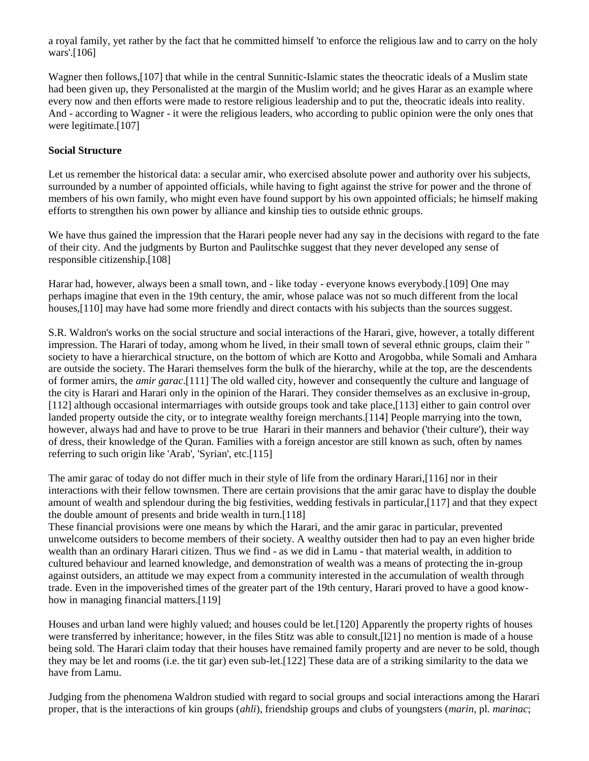a royal family, yet rather by the fact that he committed himself 'to enforce the religious law and to carry on the holy wars'.[106]

Wagner then follows,[107] that while in the central Sunnitic-Islamic states the theocratic ideals of a Muslim state had been given up, they Personalisted at the margin of the Muslim world; and he gives Harar as an example where every now and then efforts were made to restore religious leadership and to put the, theocratic ideals into reality. And - according to Wagner - it were the religious leaders, who according to public opinion were the only ones that were legitimate.[107]

**Social Structure**

Let us remember the historical data: a secular amir, who exercised absolute power and authority over his subjects, surrounded by a number of appointed officials, while having to fight against the strive for power and the throne of members of his own family, who might even have found support by his own appointed officials; he himself making efforts to strengthen his own power by alliance and kinship ties to outside ethnic groups.

We have thus gained the impression that the Harari people never had any say in the decisions with regard to the fate of their city. And the judgments by Burton and Paulitschke suggest that they never developed any sense of responsible citizenship.[108]

Harar had, however, always been a small town, and - like today - everyone knows everybody.[109] One may perhaps imagine that even in the 19th century, the amir, whose palace was not so much different from the local houses,[110] may have had some more friendly and direct contacts with his subjects than the sources suggest.

S.R. Waldron's works on the social structure and social interactions of the Harari, give, however, a totally different impression. The Harari of today, among whom he lived, in their small town of several ethnic groups, claim their " society to have a hierarchical structure, on the bottom of which are Kotto and Arogobba, while Somali and Amhara are outside the society. The Harari themselves form the bulk of the hierarchy, while at the top, are the descendents of former amirs, the *amir garac*.[111] The old walled city, however and consequently the culture and language of the city is Harari and Harari only in the opinion of the Harari. They consider themselves as an exclusive in-group,[112] although occasional intermarriages with outside groups took and take place,[113] either to gain control over landed property outside the city, or to integrate wealthy foreign merchants.[114] People marrying into the town, however, always had and have to prove to be true Harari in their manners and behavior ('their culture'), their way of dress, their knowledge of the Quran. Families with a foreign ancestor are still known as such, often by names referring to such origin like 'Arab', 'Syrian', etc.[115]

The amir garac of today do not differ much in their style of life from the ordinary Harari,[116] nor in their interactions with their fellow townsmen. There are certain provisions that the amir garac have to display the double amount of wealth and splendour during the big festivities, wedding festivals in particular,[117] and that they expect the double amount of presents and bride wealth in turn.[118]
These financial provisions were one means by which the Harari, and the amir garac in particular, prevented unwelcome outsiders to become members of their society. A wealthy outsider then had to pay an even higher bride wealth than an ordinary Harari citizen. Thus we find - as we did in Lamu - that material wealth, in addition to cultured behaviour and learned knowledge, and demonstration of wealth was a means of protecting the in-group against outsiders, an attitude we may expect from a community interested in the accumulation of wealth through trade. Even in the impoverished times of the greater part of the 19th century, Harari proved to have a good know-how in managing financial matters.[119]

Houses and urban land were highly valued; and houses could be let.[120] Apparently the property rights of houses were transferred by inheritance; however, in the files Stitz was able to consult,[l21] no mention is made of a house being sold. The Harari claim today that their houses have remained family property and are never to be sold, though they may be let and rooms (i.e. the tit gar) even sub-let.[122] These data are of a striking similarity to the data we have from Lamu.

Judging from the phenomena Waldron studied with regard to social groups and social interactions among the Harari proper, that is the interactions of kin groups (*ahli*), friendship groups and clubs of youngsters (*marin*, pl. *marinac*;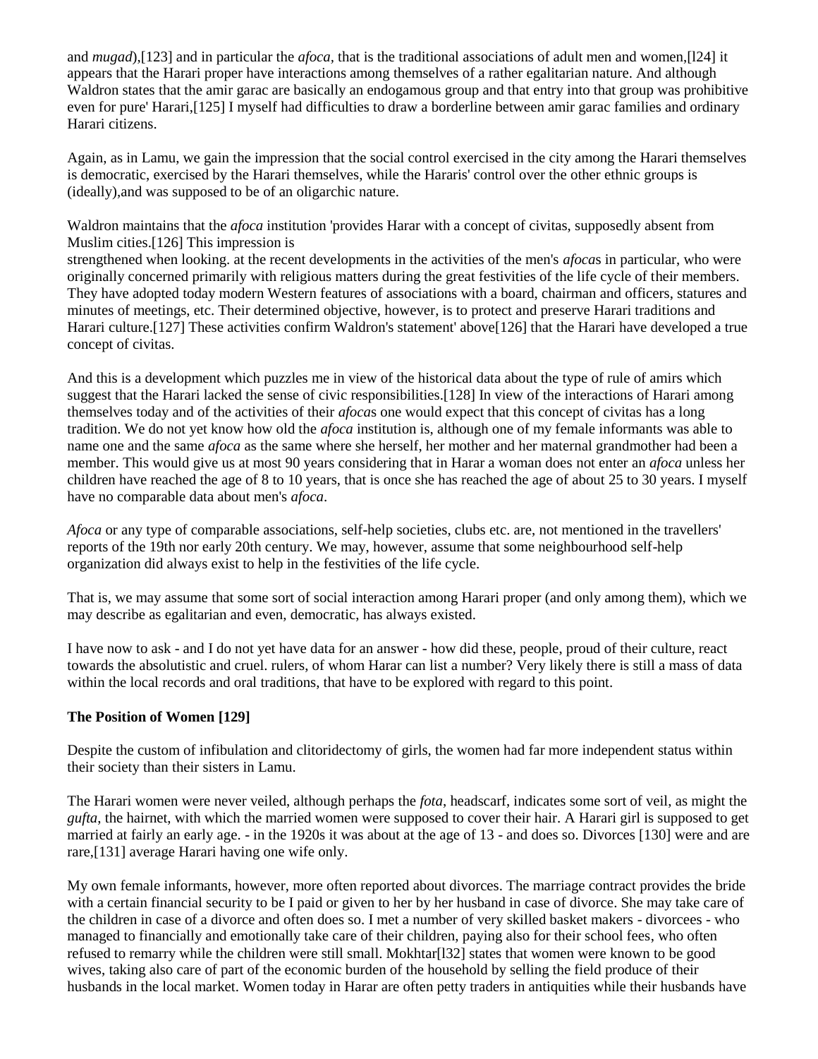and *mugad*),[123] and in particular the *afoca*, that is the traditional associations of adult men and women,[l24] it appears that the Harari proper have interactions among themselves of a rather egalitarian nature. And although Waldron states that the amir garac are basically an endogamous group and that entry into that group was prohibitive even for pure' Harari,[125] I myself had difficulties to draw a borderline between amir garac families and ordinary Harari citizens.

Again, as in Lamu, we gain the impression that the social control exercised in the city among the Harari themselves is democratic, exercised by the Harari themselves, while the Hararis' control over the other ethnic groups is (ideally),and was supposed to be of an oligarchic nature.

Waldron maintains that the *afoca* institution 'provides Harar with a concept of civitas, supposedly absent from Muslim cities.[126] This impression is
strengthened when looking. at the recent developments in the activities of the men's *afoca*s in particular, who were originally concerned primarily with religious matters during the great festivities of the life cycle of their members. They have adopted today modern Western features of associations with a board, chairman and officers, statures and minutes of meetings, etc. Their determined objective, however, is to protect and preserve Harari traditions and Harari culture.[127] These activities confirm Waldron's statement' above[126] that the Harari have developed a true concept of civitas.

And this is a development which puzzles me in view of the historical data about the type of rule of amirs which suggest that the Harari lacked the sense of civic responsibilities.[128] In view of the interactions of Harari among themselves today and of the activities of their *afoca*s one would expect that this concept of civitas has a long tradition. We do not yet know how old the *afoca* institution is, although one of my female informants was able to name one and the same *afoca* as the same where she herself, her mother and her maternal grandmother had been a member. This would give us at most 90 years considering that in Harar a woman does not enter an *afoca* unless her children have reached the age of 8 to 10 years, that is once she has reached the age of about 25 to 30 years. I myself have no comparable data about men's *afoca*.

*Afoca* or any type of comparable associations, self-help societies, clubs etc. are, not mentioned in the travellers' reports of the 19th nor early 20th century. We may, however, assume that some neighbourhood self-help organization did always exist to help in the festivities of the life cycle.

That is, we may assume that some sort of social interaction among Harari proper (and only among them), which we may describe as egalitarian and even, democratic, has always existed.

I have now to ask - and I do not yet have data for an answer - how did these, people, proud of their culture, react towards the absolutistic and cruel. rulers, of whom Harar can list a number? Very likely there is still a mass of data within the local records and oral traditions, that have to be explored with regard to this point.

### The Position of Women [129]

Despite the custom of infibulation and clitoridectomy of girls, the women had far more independent status within their society than their sisters in Lamu.

The Harari women were never veiled, although perhaps the *fota*, headscarf, indicates some sort of veil, as might the *gufta*, the hairnet, with which the married women were supposed to cover their hair. A Harari girl is supposed to get married at fairly an early age. - in the 1920s it was about at the age of 13 - and does so. Divorces [130] were and are rare,[131] average Harari having one wife only.

My own female informants, however, more often reported about divorces. The marriage contract provides the bride with a certain financial security to be I paid or given to her by her husband in case of divorce. She may take care of the children in case of a divorce and often does so. I met a number of very skilled basket makers - divorcees - who managed to financially and emotionally take care of their children, paying also for their school fees, who often refused to remarry while the children were still small. Mokhtar[l32] states that women were known to be good wives, taking also care of part of the economic burden of the household by selling the field produce of their husbands in the local market. Women today in Harar are often petty traders in antiquities while their husbands have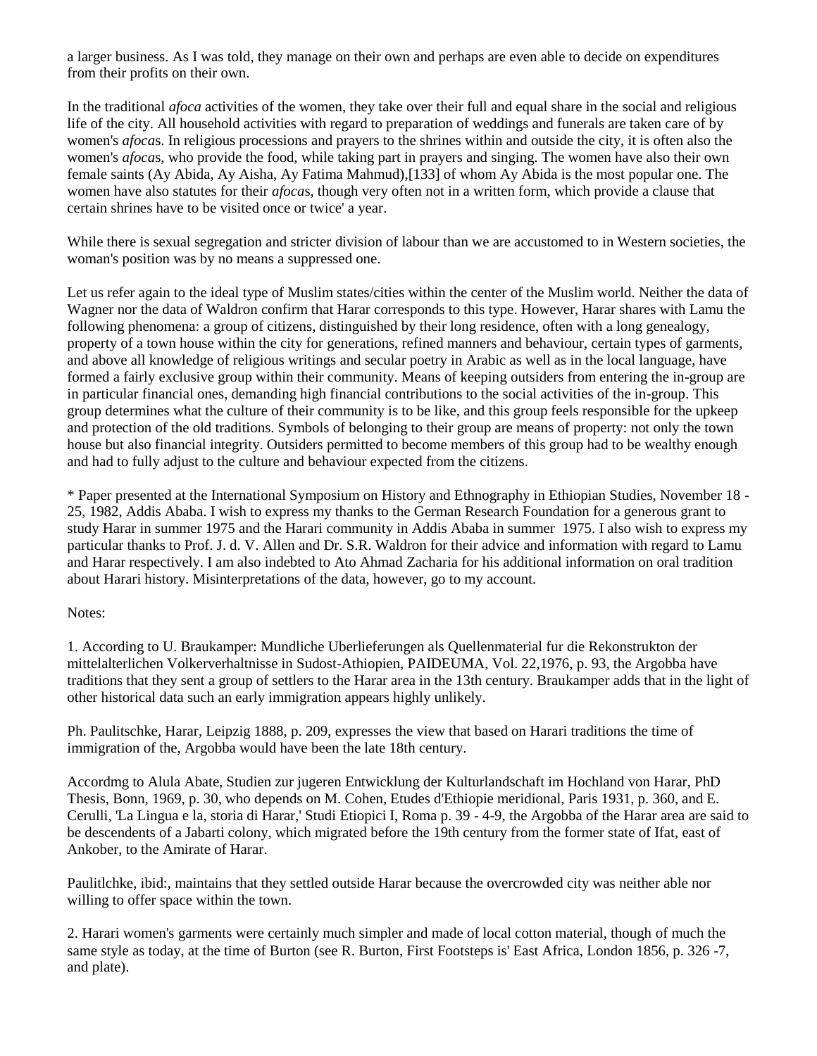a larger business. As I was told, they manage on their own and perhaps are even able to decide on expenditures from their profits on their own.

In the traditional *afoca* activities of the women, they take over their full and equal share in the social and religious life of the city. All household activities with regard to preparation of weddings and funerals are taken care of by women's *afoca*s. In religious processions and prayers to the shrines within and outside the city, it is often also the women's *afoca*s, who provide the food, while taking part in prayers and singing. The women have also their own female saints (Ay Abida, Ay Aisha, Ay Fatima Mahmud),[133] of whom Ay Abida is the most popular one. The women have also statutes for their *afoca*s, though very often not in a written form, which provide a clause that certain shrines have to be visited once or twice' a year.

While there is sexual segregation and stricter division of labour than we are accustomed to in Western societies, the woman's position was by no means a suppressed one.

Let us refer again to the ideal type of Muslim states/cities within the center of the Muslim world. Neither the data of Wagner nor the data of Waldron confirm that Harar corresponds to this type. However, Harar shares with Lamu the following phenomena: a group of citizens, distinguished by their long residence, often with a long genealogy, property of a town house within the city for generations, refined manners and behaviour, certain types of garments, and above all knowledge of religious writings and secular poetry in Arabic as well as in the local language, have formed a fairly exclusive group within their community. Means of keeping outsiders from entering the in-group are in particular financial ones, demanding high financial contributions to the social activities of the in-group. This group determines what the culture of their community is to be like, and this group feels responsible for the upkeep and protection of the old traditions. Symbols of belonging to their group are means of property: not only the town house but also financial integrity. Outsiders permitted to become members of this group had to be wealthy enough and had to fully adjust to the culture and behaviour expected from the citizens.

\* Paper presented at the International Symposium on History and Ethnography in Ethiopian Studies, November 18 - 25, 1982, Addis Ababa. I wish to express my thanks to the German Research Foundation for a generous grant to study Harar in summer 1975 and the Harari community in Addis Ababa in summer 1975. I also wish to express my particular thanks to Prof. J. d. V. Allen and Dr. S.R. Waldron for their advice and information with regard to Lamu and Harar respectively. I am also indebted to Ato Ahmad Zacharia for his additional information on oral tradition about Harari history. Misinterpretations of the data, however, go to my account.

Notes:

1. According to U. Braukamper: Mundliche Uberlieferungen als Quellenmaterial fur die Rekonstrukton der mittelalterlichen Volkerverhaltnisse in Sudost-Athiopien, PAIDEUMA, Vol. 22,1976, p. 93, the Argobba have traditions that they sent a group of settlers to the Harar area in the 13th century. Braukamper adds that in the light of other historical data such an early immigration appears highly unlikely.

Ph. Paulitschke, Harar, Leipzig 1888, p. 209, expresses the view that based on Harari traditions the time of immigration of the, Argobba would have been the late 18th century.

Accordmg to Alula Abate, Studien zur jugeren Entwicklung der Kulturlandschaft im Hochland von Harar, PhD Thesis, Bonn, 1969, p. 30, who depends on M. Cohen, Etudes d'Ethiopie meridional, Paris 1931, p. 360, and E. Cerulli, 'La Lingua e la, storia di Harar,' Studi Etiopici I, Roma p. 39 - 4-9, the Argobba of the Harar area are said to be descendents of a Jabarti colony, which migrated before the 19th century from the former state of Ifat, east of Ankober, to the Amirate of Harar.

Paulitlchke, ibid:, maintains that they settled outside Harar because the overcrowded city was neither able nor willing to offer space within the town.

2. Harari women's garments were certainly much simpler and made of local cotton material, though of much the same style as today, at the time of Burton (see R. Burton, First Footsteps is' East Africa, London 1856, p. 326 -7, and plate).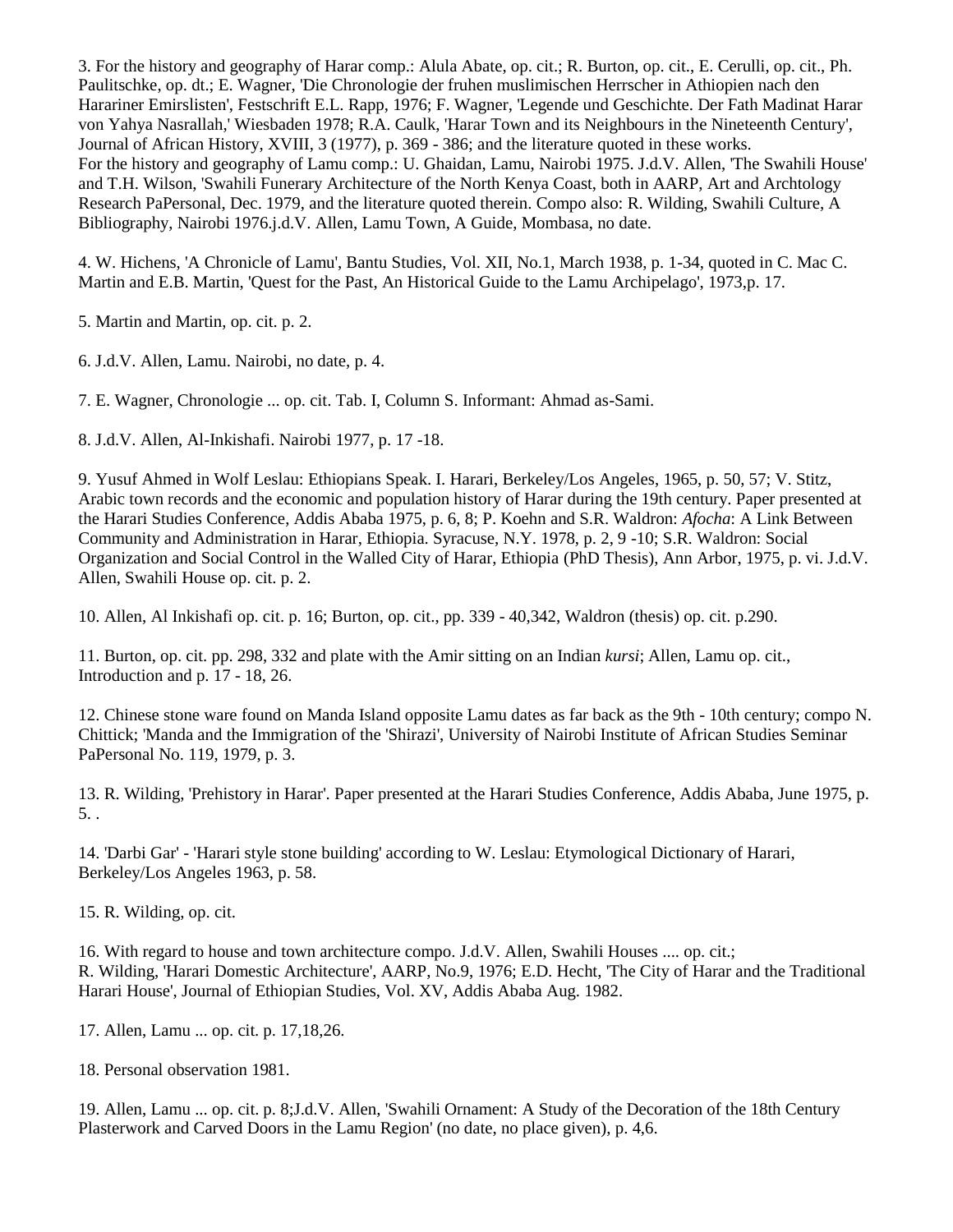3. For the history and geography of Harar comp.: Alula Abate, op. cit.; R. Burton, op. cit., E. Cerulli, op. cit., Ph. Paulitschke, op. dt.; E. Wagner, 'Die Chronologie der fruhen muslimischen Herrscher in Athiopien nach den Harariner Emirslisten', Festschrift E.L. Rapp, 1976; F. Wagner, 'Legende und Geschichte. Der Fath Madinat Harar von Yahya Nasrallah,' Wiesbaden 1978; R.A. Caulk, 'Harar Town and its Neighbours in the Nineteenth Century', Journal of African History, XVIII, 3 (1977), p. 369 - 386; and the literature quoted in these works.
For the history and geography of Lamu comp.: U. Ghaidan, Lamu, Nairobi 1975. J.d.V. Allen, 'The Swahili House' and T.H. Wilson, 'Swahili Funerary Architecture of the North Kenya Coast, both in AARP, Art and Archtology Research PaPersonal, Dec. 1979, and the literature quoted therein. Compo also: R. Wilding, Swahili Culture, A Bibliography, Nairobi 1976.j.d.V. Allen, Lamu Town, A Guide, Mombasa, no date.

4. W. Hichens, 'A Chronicle of Lamu', Bantu Studies, Vol. XII, No.1, March 1938, p. 1-34, quoted in C. Mac C. Martin and E.B. Martin, 'Quest for the Past, An Historical Guide to the Lamu Archipelago', 1973,p. 17.

5. Martin and Martin, op. cit. p. 2.

6. J.d.V. Allen, Lamu. Nairobi, no date, p. 4.

7. E. Wagner, Chronologie ... op. cit. Tab. I, Column S. Informant: Ahmad as-Sami.

8. J.d.V. Allen, Al-Inkishafi. Nairobi 1977, p. 17 -18.

9. Yusuf Ahmed in Wolf Leslau: Ethiopians Speak. I. Harari, Berkeley/Los Angeles, 1965, p. 50, 57; V. Stitz, Arabic town records and the economic and population history of Harar during the 19th century. Paper presented at the Harari Studies Conference, Addis Ababa 1975, p. 6, 8; P. Koehn and S.R. Waldron: *Afocha*: A Link Between Community and Administration in Harar, Ethiopia. Syracuse, N.Y. 1978, p. 2, 9 -10; S.R. Waldron: Social Organization and Social Control in the Walled City of Harar, Ethiopia (PhD Thesis), Ann Arbor, 1975, p. vi. J.d.V. Allen, Swahili House op. cit. p. 2.

10. Allen, Al Inkishafi op. cit. p. 16; Burton, op. cit., pp. 339 - 40,342, Waldron (thesis) op. cit. p.290.

11. Burton, op. cit. pp. 298, 332 and plate with the Amir sitting on an Indian *kursi*; Allen, Lamu op. cit., Introduction and p. 17 - 18, 26.

12. Chinese stone ware found on Manda Island opposite Lamu dates as far back as the 9th - 10th century; compo N. Chittick; 'Manda and the Immigration of the 'Shirazi', University of Nairobi Institute of African Studies Seminar PaPersonal No. 119, 1979, p. 3.

13. R. Wilding, 'Prehistory in Harar'. Paper presented at the Harari Studies Conference, Addis Ababa, June 1975, p. 5. .

14. 'Darbi Gar' - 'Harari style stone building' according to W. Leslau: Etymological Dictionary of Harari, Berkeley/Los Angeles 1963, p. 58.

15. R. Wilding, op. cit.

16. With regard to house and town architecture compo. J.d.V. Allen, Swahili Houses .... op. cit.; R. Wilding, 'Harari Domestic Architecture', AARP, No.9, 1976; E.D. Hecht, 'The City of Harar and the Traditional Harari House', Journal of Ethiopian Studies, Vol. XV, Addis Ababa Aug. 1982.

17. Allen, Lamu ... op. cit. p. 17,18,26.

18. Personal observation 1981.

19. Allen, Lamu ... op. cit. p. 8;J.d.V. Allen, 'Swahili Ornament: A Study of the Decoration of the 18th Century Plasterwork and Carved Doors in the Lamu Region' (no date, no place given), p. 4,6.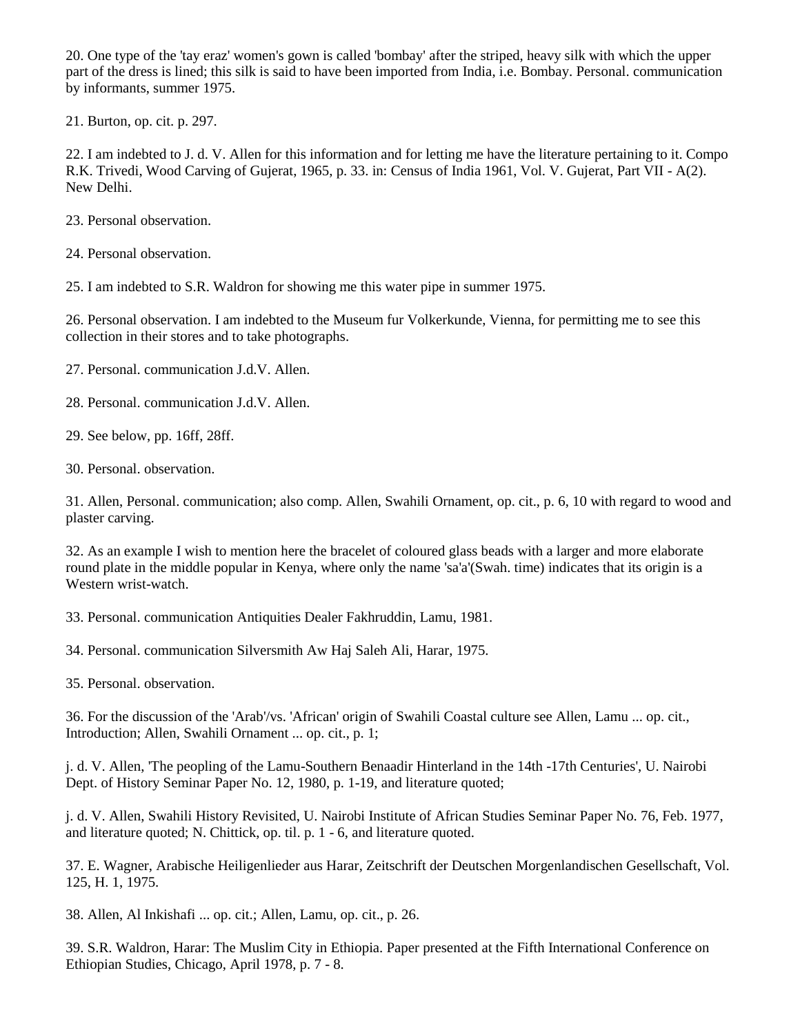20. One type of the 'tay eraz' women's gown is called 'bombay' after the striped, heavy silk with which the upper part of the dress is lined; this silk is said to have been imported from India, i.e. Bombay. Personal. communication by informants, summer 1975.

21. Burton, op. cit. p. 297.

22. I am indebted to J. d. V. Allen for this information and for letting me have the literature pertaining to it. Compo R.K. Trivedi, Wood Carving of Gujerat, 1965, p. 33. in: Census of India 1961, Vol. V. Gujerat, Part VII - A(2). New Delhi.

23. Personal observation.

24. Personal observation.

25. I am indebted to S.R. Waldron for showing me this water pipe in summer 1975.

26. Personal observation. I am indebted to the Museum fur Volkerkunde, Vienna, for permitting me to see this collection in their stores and to take photographs.

27. Personal. communication J.d.V. Allen.

28. Personal. communication J.d.V. Allen.

29. See below, pp. 16ff, 28ff.

30. Personal. observation.

31. Allen, Personal. communication; also comp. Allen, Swahili Ornament, op. cit., p. 6, 10 with regard to wood and plaster carving.

32. As an example I wish to mention here the bracelet of coloured glass beads with a larger and more elaborate round plate in the middle popular in Kenya, where only the name 'sa'a'(Swah. time) indicates that its origin is a Western wrist-watch.

33. Personal. communication Antiquities Dealer Fakhruddin, Lamu, 1981.

34. Personal. communication Silversmith Aw Haj Saleh Ali, Harar, 1975.

35. Personal. observation.

36. For the discussion of the 'Arab'/vs. 'African' origin of Swahili Coastal culture see Allen, Lamu ... op. cit., Introduction; Allen, Swahili Ornament ... op. cit., p. 1;

j. d. V. Allen, 'The peopling of the Lamu-Southern Benaadir Hinterland in the 14th -17th Centuries', U. Nairobi Dept. of History Seminar Paper No. 12, 1980, p. 1-19, and literature quoted;

j. d. V. Allen, Swahili History Revisited, U. Nairobi Institute of African Studies Seminar Paper No. 76, Feb. 1977, and literature quoted; N. Chittick, op. til. p. 1 - 6, and literature quoted.

37. E. Wagner, Arabische Heiligenlieder aus Harar, Zeitschrift der Deutschen Morgenlandischen Gesellschaft, Vol. 125, H. 1, 1975.

38. Allen, Al Inkishafi ... op. cit.; Allen, Lamu, op. cit., p. 26.

39. S.R. Waldron, Harar: The Muslim City in Ethiopia. Paper presented at the Fifth International Conference on Ethiopian Studies, Chicago, April 1978, p. 7 - 8.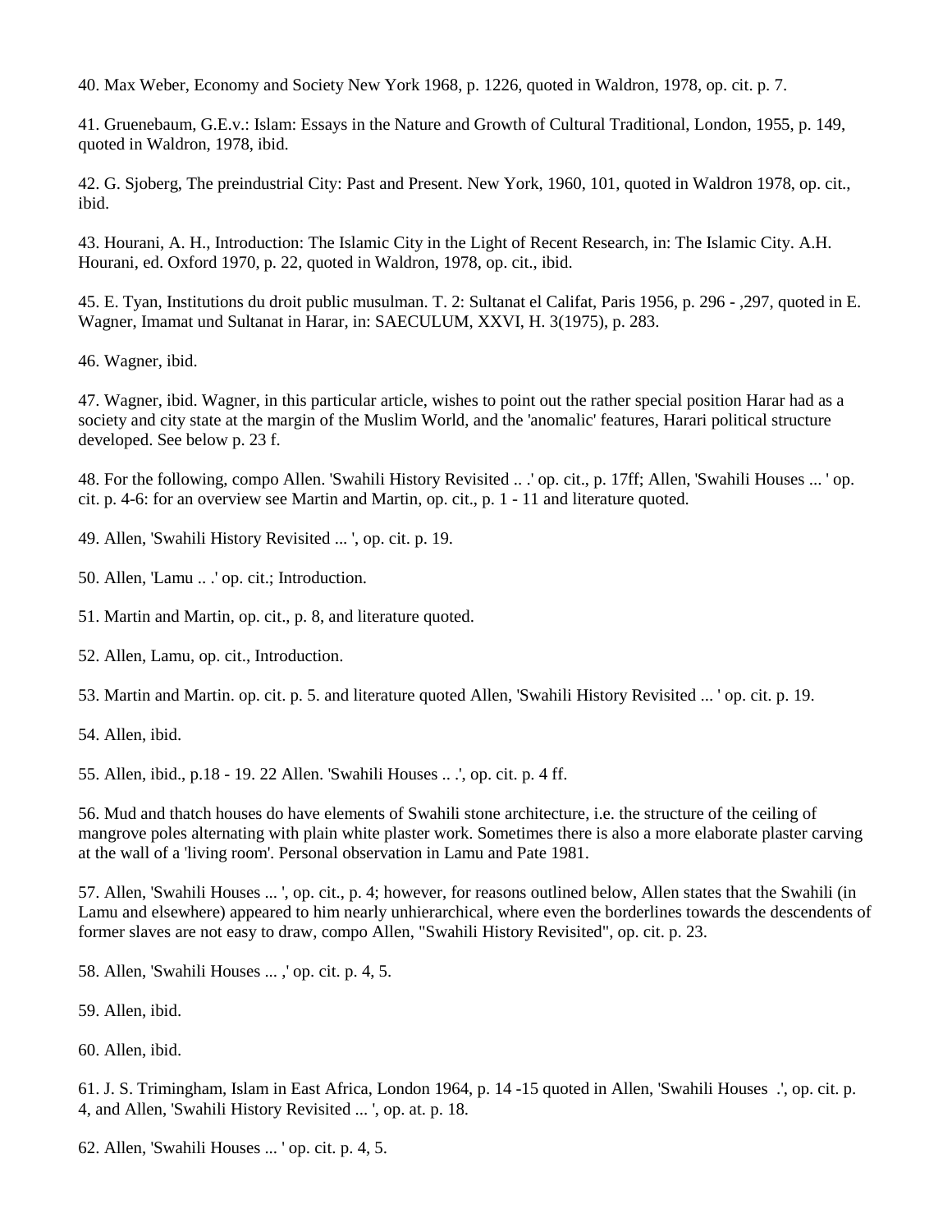40. Max Weber, Economy and Society New York 1968, p. 1226, quoted in Waldron, 1978, op. cit. p. 7.

41. Gruenebaum, G.E.v.: Islam: Essays in the Nature and Growth of Cultural Traditional, London, 1955, p. 149, quoted in Waldron, 1978, ibid.

42. G. Sjoberg, The preindustrial City: Past and Present. New York, 1960, 101, quoted in Waldron 1978, op. cit., ibid.

43. Hourani, A. H., Introduction: The Islamic City in the Light of Recent Research, in: The Islamic City. A.H. Hourani, ed. Oxford 1970, p. 22, quoted in Waldron, 1978, op. cit., ibid.

45. E. Tyan, Institutions du droit public musulman. T. 2: Sultanat el Califat, Paris 1956, p. 296 - ,297, quoted in E. Wagner, Imamat und Sultanat in Harar, in: SAECULUM, XXVI, H. 3(1975), p. 283.

46. Wagner, ibid.

47. Wagner, ibid. Wagner, in this particular article, wishes to point out the rather special position Harar had as a society and city state at the margin of the Muslim World, and the 'anomalic' features, Harari political structure developed. See below p. 23 f.

48. For the following, compo Allen. 'Swahili History Revisited .. .' op. cit., p. 17ff; Allen, 'Swahili Houses ... ' op. cit. p. 4-6: for an overview see Martin and Martin, op. cit., p. 1 - 11 and literature quoted.

49. Allen, 'Swahili History Revisited ... ', op. cit. p. 19.

50. Allen, 'Lamu .. .' op. cit.; Introduction.

51. Martin and Martin, op. cit., p. 8, and literature quoted.

52. Allen, Lamu, op. cit., Introduction.

53. Martin and Martin. op. cit. p. 5. and literature quoted Allen, 'Swahili History Revisited ... ' op. cit. p. 19.

54. Allen, ibid.

55. Allen, ibid., p.18 - 19. 22 Allen. 'Swahili Houses .. .', op. cit. p. 4 ff.

56. Mud and thatch houses do have elements of Swahili stone architecture, i.e. the structure of the ceiling of mangrove poles alternating with plain white plaster work. Sometimes there is also a more elaborate plaster carving at the wall of a 'living room'. Personal observation in Lamu and Pate 1981.

57. Allen, 'Swahili Houses ... ', op. cit., p. 4; however, for reasons outlined below, Allen states that the Swahili (in Lamu and elsewhere) appeared to him nearly unhierarchical, where even the borderlines towards the descendents of former slaves are not easy to draw, compo Allen, "Swahili History Revisited", op. cit. p. 23.

58. Allen, 'Swahili Houses ... ,' op. cit. p. 4, 5.

59. Allen, ibid.

60. Allen, ibid.

61. J. S. Trimingham, Islam in East Africa, London 1964, p. 14 -15 quoted in Allen, 'Swahili Houses .', op. cit. p. 4, and Allen, 'Swahili History Revisited ... ', op. at. p. 18.

62. Allen, 'Swahili Houses ... ' op. cit. p. 4, 5.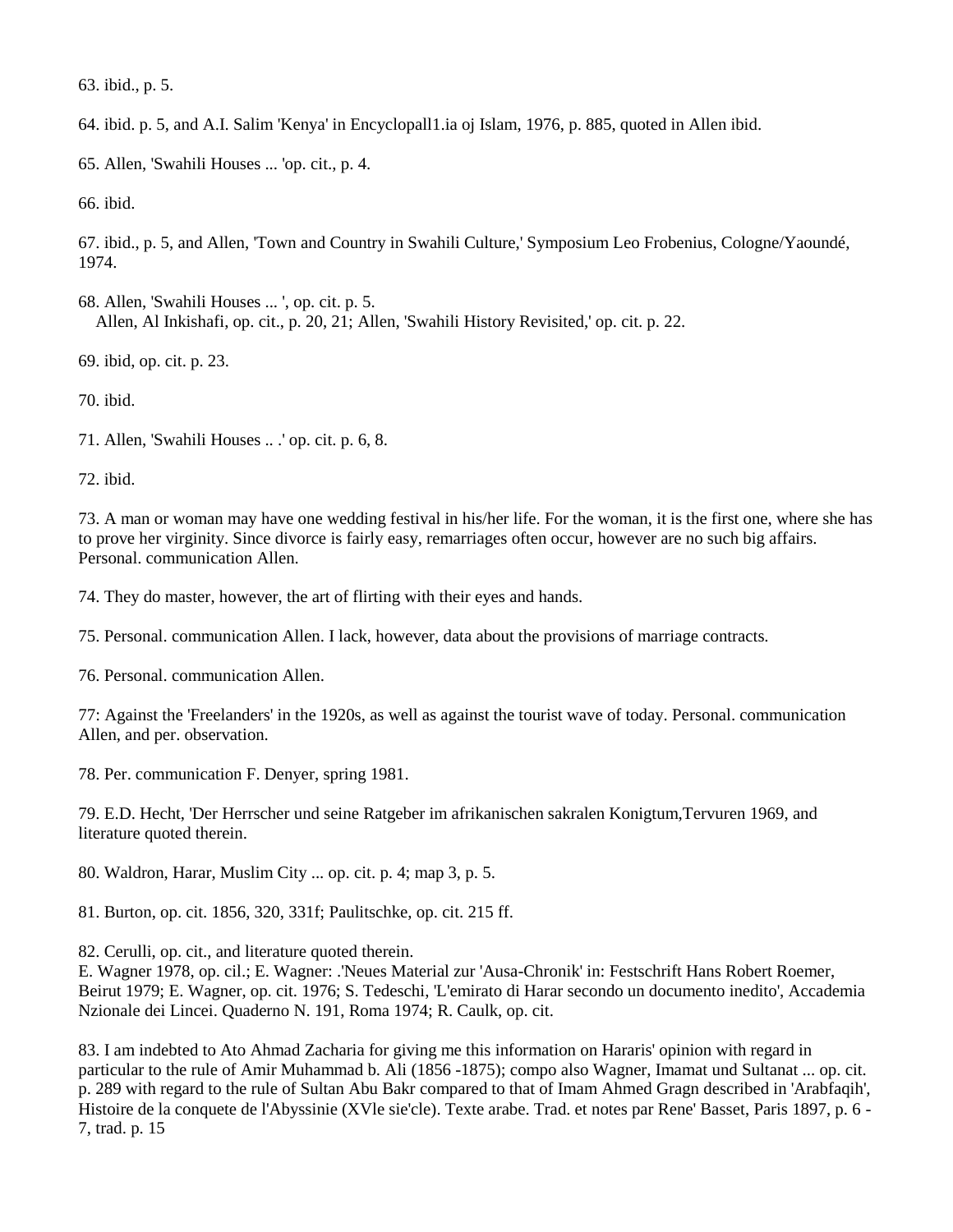63. ibid., p. 5.

64. ibid. p. 5, and A.I. Salim 'Kenya' in Encyclopall1.ia oj Islam, 1976, p. 885, quoted in Allen ibid.

65. Allen, 'Swahili Houses ... 'op. cit., p. 4.

66. ibid.

67. ibid., p. 5, and Allen, 'Town and Country in Swahili Culture,' Symposium Leo Frobenius, Cologne/Yaoundé, 1974.

68. Allen, 'Swahili Houses ... ', op. cit. p. 5.
Allen, Al Inkishafi, op. cit., p. 20, 21; Allen, 'Swahili History Revisited,' op. cit. p. 22.

69. ibid, op. cit. p. 23.

70. ibid.

71. Allen, 'Swahili Houses .. .' op. cit. p. 6, 8.

72. ibid.

73. A man or woman may have one wedding festival in his/her life. For the woman, it is the first one, where she has to prove her virginity. Since divorce is fairly easy, remarriages often occur, however are no such big affairs. Personal. communication Allen.

74. They do master, however, the art of flirting with their eyes and hands.

75. Personal. communication Allen. I lack, however, data about the provisions of marriage contracts.

76. Personal. communication Allen.

77: Against the 'Freelanders' in the 1920s, as well as against the tourist wave of today. Personal. communication Allen, and per. observation.

78. Per. communication F. Denyer, spring 1981.

79. E.D. Hecht, 'Der Herrscher und seine Ratgeber im afrikanischen sakralen Konigtum,Tervuren 1969, and literature quoted therein.

80. Waldron, Harar, Muslim City ... op. cit. p. 4; map 3, p. 5.

81. Burton, op. cit. 1856, 320, 331f; Paulitschke, op. cit. 215 ff.

82. Cerulli, op. cit., and literature quoted therein.
E. Wagner 1978, op. cil.; E. Wagner: .'Neues Material zur 'Ausa-Chronik' in: Festschrift Hans Robert Roemer, Beirut 1979; E. Wagner, op. cit. 1976; S. Tedeschi, 'L'emirato di Harar secondo un documento inedito', Accademia Nzionale dei Lincei. Quaderno N. 191, Roma 1974; R. Caulk, op. cit.

83. I am indebted to Ato Ahmad Zacharia for giving me this information on Hararis' opinion with regard in particular to the rule of Amir Muhammad b. Ali (1856 -1875); compo also Wagner, Imamat und Sultanat ... op. cit. p. 289 with regard to the rule of Sultan Abu Bakr compared to that of Imam Ahmed Gragn described in 'Arabfaqih', Histoire de la conquete de l'Abyssinie (XVle sie'cle). Texte arabe. Trad. et notes par Rene' Basset, Paris 1897, p. 6 - 7, trad. p. 15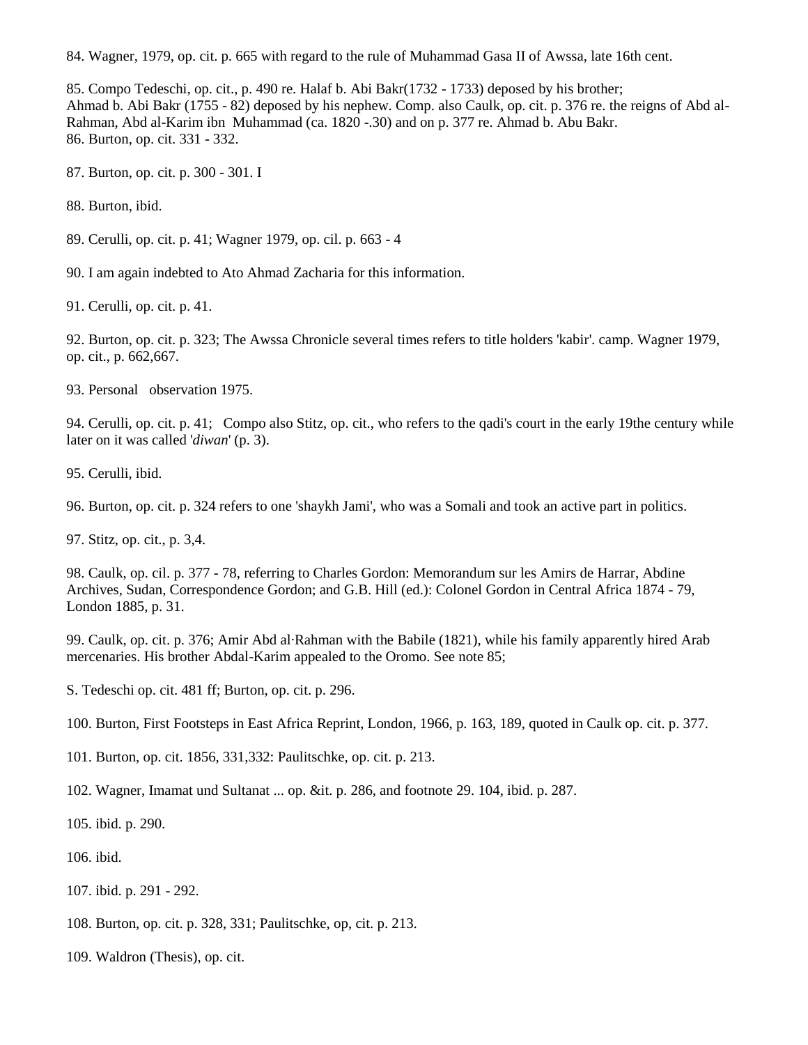84. Wagner, 1979, op. cit. p. 665 with regard to the rule of Muhammad Gasa II of Awssa, late 16th cent.

85. Compo Tedeschi, op. cit., p. 490 re. Halaf b. Abi Bakr(1732 - 1733) deposed by his brother; Ahmad b. Abi Bakr (1755 - 82) deposed by his nephew. Comp. also Caulk, op. cit. p. 376 re. the reigns of Abd al-Rahman, Abd al-Karim ibn Muhammad (ca. 1820 -.30) and on p. 377 re. Ahmad b. Abu Bakr.

86. Burton, op. cit. 331 - 332.

87. Burton, op. cit. p. 300 - 301. I

88. Burton, ibid.

89. Cerulli, op. cit. p. 41; Wagner 1979, op. cil. p. 663 - 4

90. I am again indebted to Ato Ahmad Zacharia for this information.

91. Cerulli, op. cit. p. 41.

92. Burton, op. cit. p. 323; The Awssa Chronicle several times refers to title holders 'kabir'. camp. Wagner 1979, op. cit., p. 662,667.

93. Personal observation 1975.

94. Cerulli, op. cit. p. 41; Compo also Stitz, op. cit., who refers to the qadi's court in the early 19the century while later on it was called '*diwan*' (p. 3).

95. Cerulli, ibid.

96. Burton, op. cit. p. 324 refers to one 'shaykh Jami', who was a Somali and took an active part in politics.

97. Stitz, op. cit., p. 3,4.

98. Caulk, op. cil. p. 377 - 78, referring to Charles Gordon: Memorandum sur les Amirs de Harrar, Abdine Archives, Sudan, Correspondence Gordon; and G.B. Hill (ed.): Colonel Gordon in Central Africa 1874 - 79, London 1885, p. 31.

99. Caulk, op. cit. p. 376; Amir Abd al·Rahman with the Babile (1821), while his family apparently hired Arab mercenaries. His brother Abdal-Karim appealed to the Oromo. See note 85;

S. Tedeschi op. cit. 481 ff; Burton, op. cit. p. 296.

100. Burton, First Footsteps in East Africa Reprint, London, 1966, p. 163, 189, quoted in Caulk op. cit. p. 377.

101. Burton, op. cit. 1856, 331,332: Paulitschke, op. cit. p. 213.

102. Wagner, Imamat und Sultanat ... op. &it. p. 286, and footnote 29. 104, ibid. p. 287.

105. ibid. p. 290.

106. ibid.

107. ibid. p. 291 - 292.

108. Burton, op. cit. p. 328, 331; Paulitschke, op, cit. p. 213.

109. Waldron (Thesis), op. cit.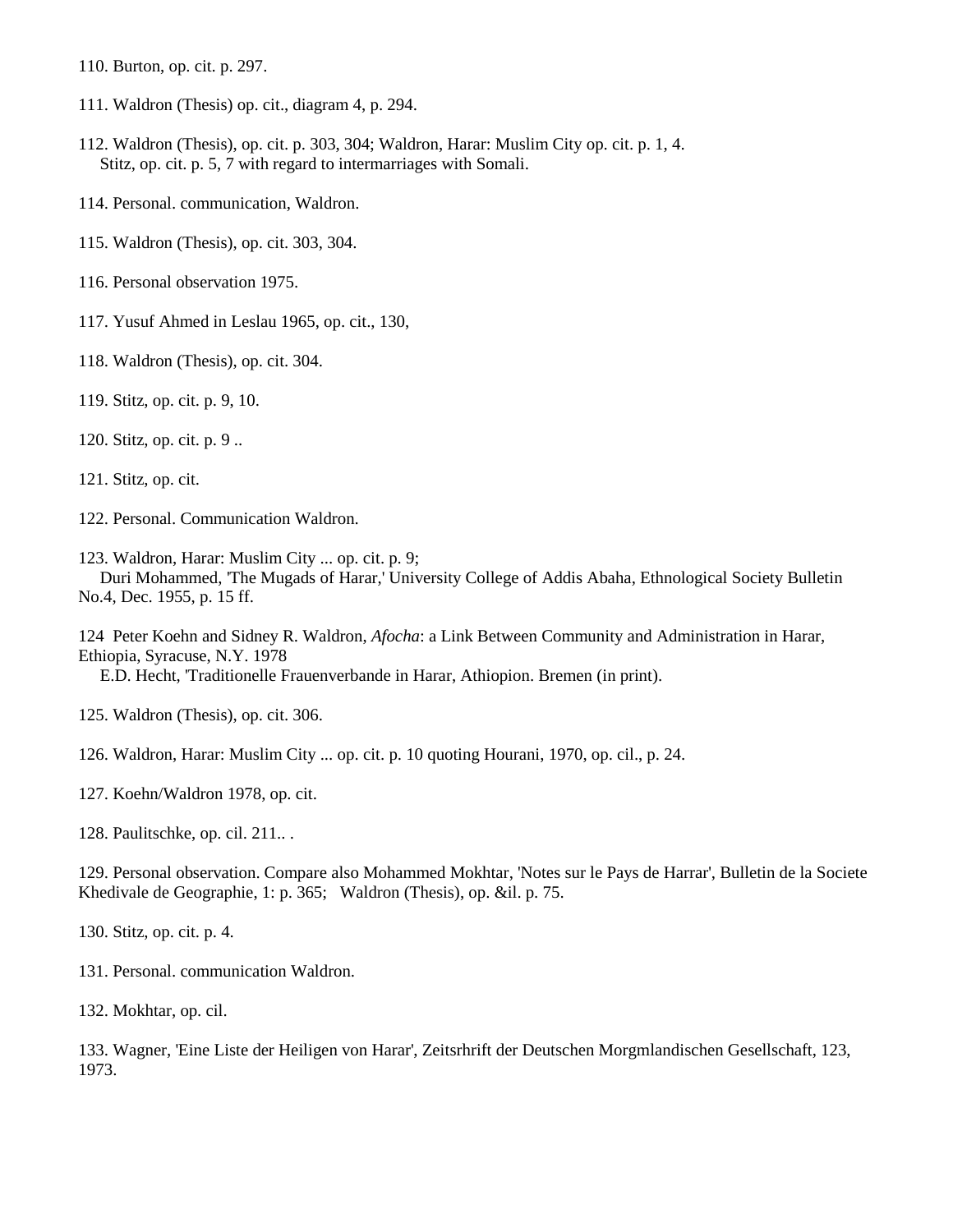110. Burton, op. cit. p. 297.

111. Waldron (Thesis) op. cit., diagram 4, p. 294.

112. Waldron (Thesis), op. cit. p. 303, 304; Waldron, Harar: Muslim City op. cit. p. 1, 4.
Stitz, op. cit. p. 5, 7 with regard to intermarriages with Somali.

114. Personal. communication, Waldron.

115. Waldron (Thesis), op. cit. 303, 304.

116. Personal observation 1975.

117. Yusuf Ahmed in Leslau 1965, op. cit., 130,

118. Waldron (Thesis), op. cit. 304.

119. Stitz, op. cit. p. 9, 10.

120. Stitz, op. cit. p. 9 ..

121. Stitz, op. cit.

122. Personal. Communication Waldron.

123. Waldron, Harar: Muslim City ... op. cit. p. 9;
Duri Mohammed, 'The Mugads of Harar,' University College of Addis Abaha, Ethnological Society Bulletin No.4, Dec. 1955, p. 15 ff.

124 Peter Koehn and Sidney R. Waldron, *Afocha*: a Link Between Community and Administration in Harar, Ethiopia, Syracuse, N.Y. 1978
E.D. Hecht, 'Traditionelle Frauenverbande in Harar, Athiopion. Bremen (in print).

125. Waldron (Thesis), op. cit. 306.

126. Waldron, Harar: Muslim City ... op. cit. p. 10 quoting Hourani, 1970, op. cil., p. 24.

127. Koehn/Waldron 1978, op. cit.

128. Paulitschke, op. cil. 211.. .

129. Personal observation. Compare also Mohammed Mokhtar, 'Notes sur le Pays de Harrar', Bulletin de la Societe Khedivale de Geographie, 1: p. 365; Waldron (Thesis), op. &il. p. 75.

130. Stitz, op. cit. p. 4.

131. Personal. communication Waldron.

132. Mokhtar, op. cil.

133. Wagner, 'Eine Liste der Heiligen von Harar', Zeitsrhrift der Deutschen Morgmlandischen Gesellschaft, 123, 1973.